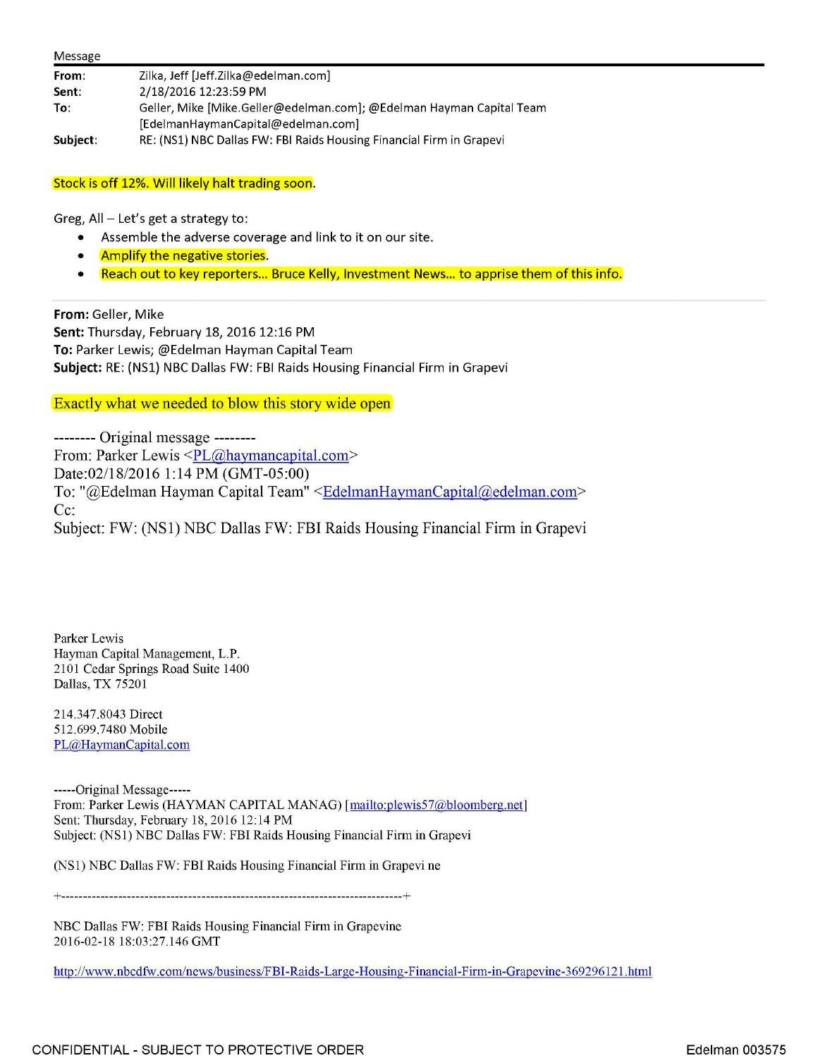Message

| | |
|---|---|
| **From:** | Zilka, Jeff [Jeff.Zilka@edelman.com] |
| **Sent:** | 2/18/2016 12:23:59 PM |
| **To:** | Geller, Mike [Mike.Geller@edelman.com]; @Edelman Hayman Capital Team [EdelmanHaymanCapital@edelman.com] |
| **Subject:** | RE: (NS1) NBC Dallas FW: FBI Raids Housing Financial Firm in Grapevi |

Stock is off 12%. Will likely halt trading soon.

Greg, All – Let's get a strategy to:

- Assemble the adverse coverage and link to it on our site.
- Amplify the negative stories.
- Reach out to key reporters... Bruce Kelly, Investment News... to apprise them of this info.

**From:** Geller, Mike
**Sent:** Thursday, February 18, 2016 12:16 PM
**To:** Parker Lewis; @Edelman Hayman Capital Team
**Subject:** RE: (NS1) NBC Dallas FW: FBI Raids Housing Financial Firm in Grapevi

Exactly what we needed to blow this story wide open

-------- Original message --------
From: Parker Lewis <PL@haymancapital.com>
Date:02/18/2016 1:14 PM (GMT-05:00)
To: "@Edelman Hayman Capital Team" <EdelmanHaymanCapital@edelman.com>
Cc:
Subject: FW: (NS1) NBC Dallas FW: FBI Raids Housing Financial Firm in Grapevi

Parker Lewis
Hayman Capital Management, L.P.
2101 Cedar Springs Road Suite 1400
Dallas, TX 75201

214.347.8043 Direct
512.699.7480 Mobile
PL@HaymanCapital.com

-----Original Message-----
From: Parker Lewis (HAYMAN CAPITAL MANAG) [mailto:plewis57@bloomberg.net]
Sent: Thursday, February 18, 2016 12:14 PM
Subject: (NS1) NBC Dallas FW: FBI Raids Housing Financial Firm in Grapevi

(NS1) NBC Dallas FW: FBI Raids Housing Financial Firm in Grapevi ne

+------------------------------------------------------------------------------+

NBC Dallas FW: FBI Raids Housing Financial Firm in Grapevine
2016-02-18 18:03:27.146 GMT

http://www.nbcdfw.com/news/business/FBI-Raids-Large-Housing-Financial-Firm-in-Grapevine-369296121.html

CONFIDENTIAL - SUBJECT TO PROTECTIVE ORDER

Edelman 003575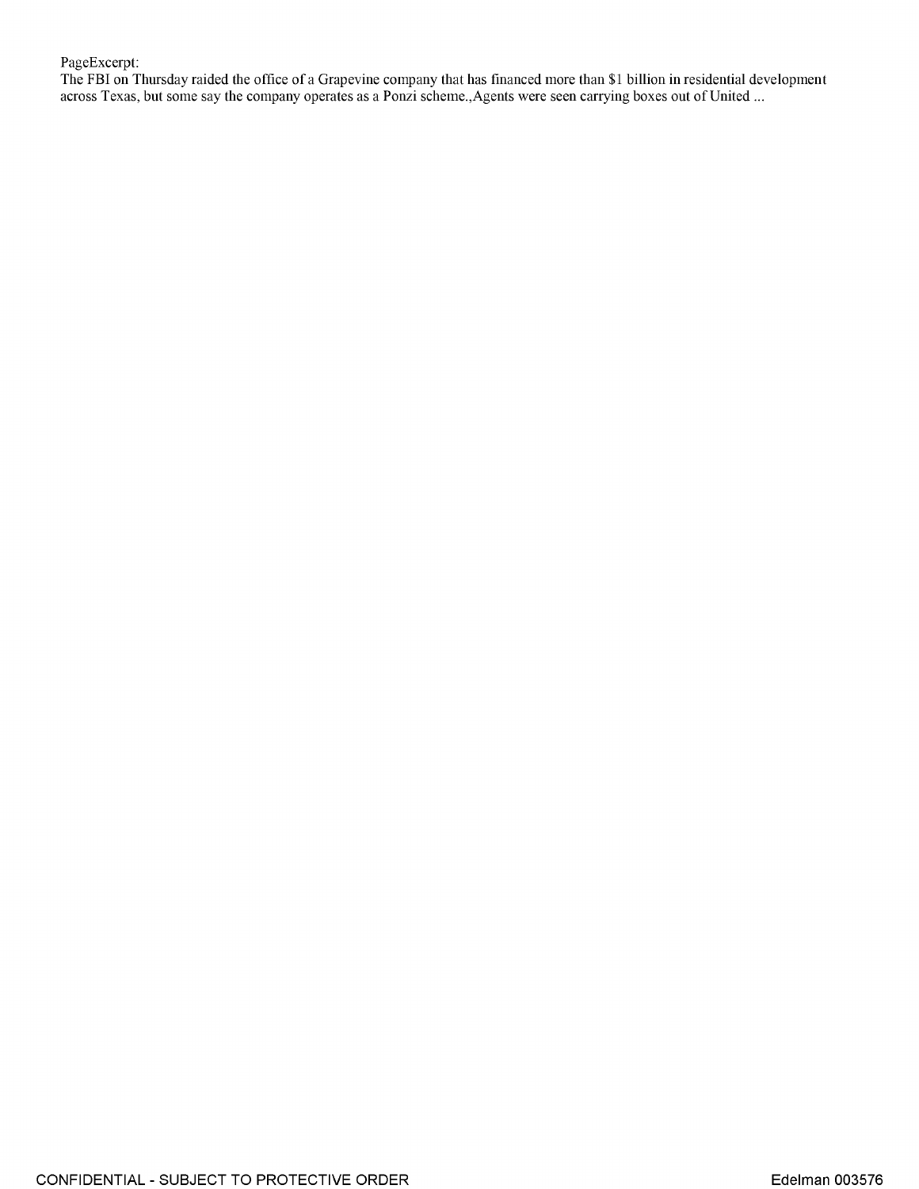PageExcerpt:
The FBI on Thursday raided the office of a Grapevine company that has financed more than $1 billion in residential development across Texas, but some say the company operates as a Ponzi scheme.,Agents were seen carrying boxes out of United ...